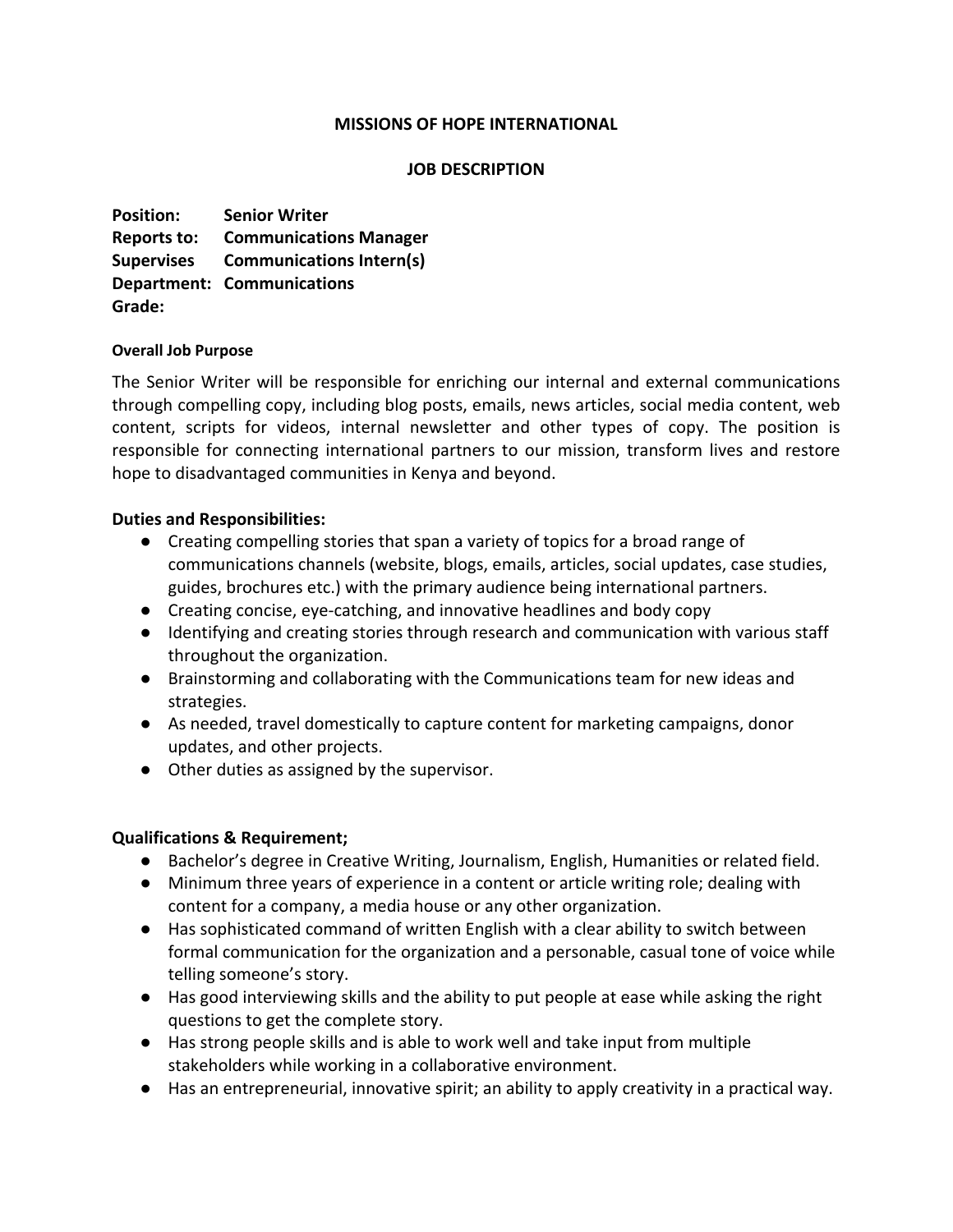**MISSIONS OF HOPE INTERNATIONAL**

**JOB DESCRIPTION**

**Position:** **Senior Writer**
**Reports to:** **Communications Manager**
**Supervises** **Communications Intern(s)**
**Department:** **Communications**
**Grade:**

**Overall Job Purpose**

The Senior Writer will be responsible for enriching our internal and external communications through compelling copy, including blog posts, emails, news articles, social media content, web content, scripts for videos, internal newsletter and other types of copy. The position is responsible for connecting international partners to our mission, transform lives and restore hope to disadvantaged communities in Kenya and beyond.

**Duties and Responsibilities:**

- Creating compelling stories that span a variety of topics for a broad range of communications channels (website, blogs, emails, articles, social updates, case studies, guides, brochures etc.) with the primary audience being international partners.
- Creating concise, eye-catching, and innovative headlines and body copy
- Identifying and creating stories through research and communication with various staff throughout the organization.
- Brainstorming and collaborating with the Communications team for new ideas and strategies.
- As needed, travel domestically to capture content for marketing campaigns, donor updates, and other projects.
- Other duties as assigned by the supervisor.

**Qualifications & Requirement;**

- Bachelor's degree in Creative Writing, Journalism, English, Humanities or related field.
- Minimum three years of experience in a content or article writing role; dealing with content for a company, a media house or any other organization.
- Has sophisticated command of written English with a clear ability to switch between formal communication for the organization and a personable, casual tone of voice while telling someone's story.
- Has good interviewing skills and the ability to put people at ease while asking the right questions to get the complete story.
- Has strong people skills and is able to work well and take input from multiple stakeholders while working in a collaborative environment.
- Has an entrepreneurial, innovative spirit; an ability to apply creativity in a practical way.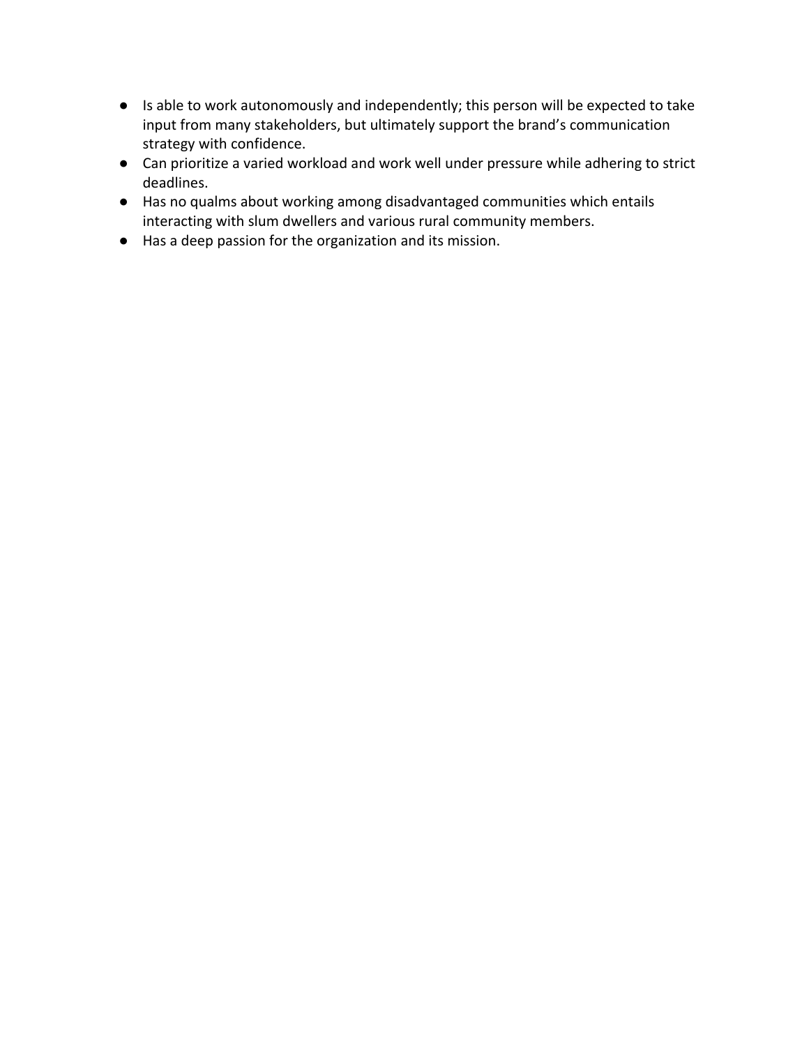- Is able to work autonomously and independently; this person will be expected to take input from many stakeholders, but ultimately support the brand's communication strategy with confidence.
- Can prioritize a varied workload and work well under pressure while adhering to strict deadlines.
- Has no qualms about working among disadvantaged communities which entails interacting with slum dwellers and various rural community members.
- Has a deep passion for the organization and its mission.